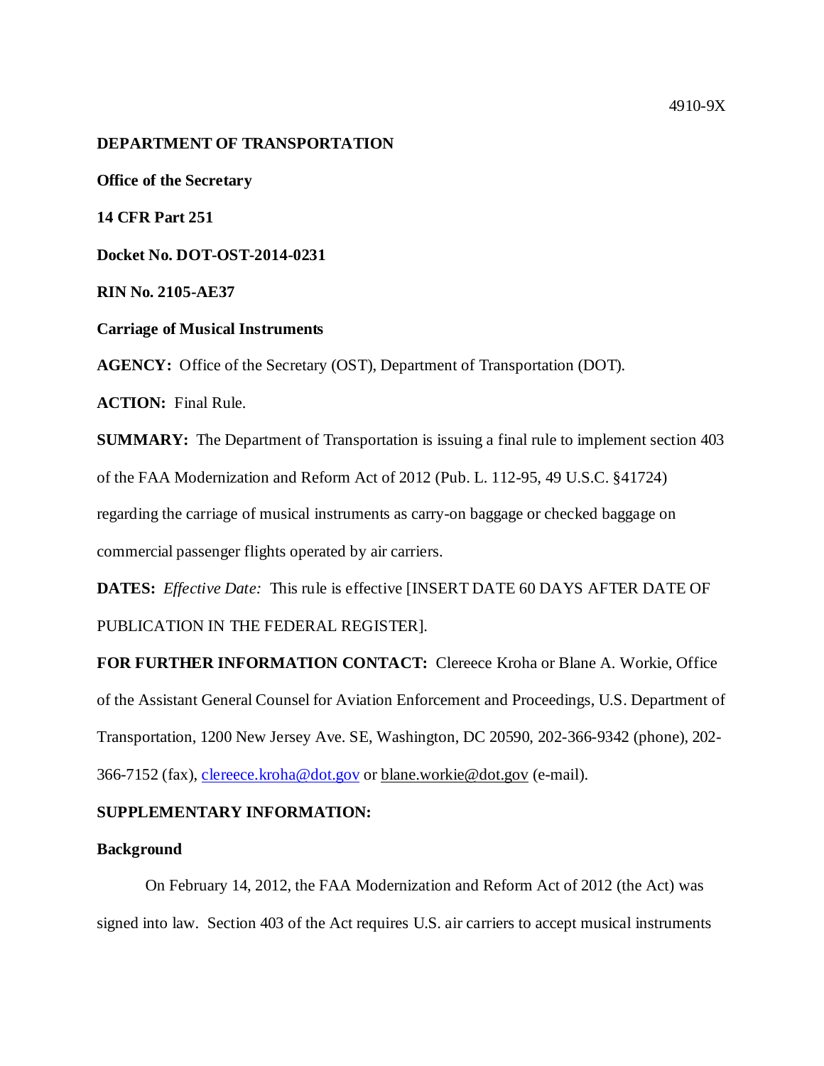4910-9X

**DEPARTMENT OF TRANSPORTATION**

**Office of the Secretary**

**14 CFR Part 251**

**Docket No. DOT-OST-2014-0231**

**RIN No. 2105-AE37**

**Carriage of Musical Instruments**

**AGENCY:** Office of the Secretary (OST), Department of Transportation (DOT).

**ACTION:** Final Rule.

**SUMMARY:** The Department of Transportation is issuing a final rule to implement section 403 of the FAA Modernization and Reform Act of 2012 (Pub. L. 112-95, 49 U.S.C. §41724) regarding the carriage of musical instruments as carry-on baggage or checked baggage on commercial passenger flights operated by air carriers.

**DATES:** *Effective Date:* This rule is effective [INSERT DATE 60 DAYS AFTER DATE OF PUBLICATION IN THE FEDERAL REGISTER].

**FOR FURTHER INFORMATION CONTACT:** Clereece Kroha or Blane A. Workie, Office of the Assistant General Counsel for Aviation Enforcement and Proceedings, U.S. Department of Transportation, 1200 New Jersey Ave. SE, Washington, DC 20590, 202-366-9342 (phone), 202-366-7152 (fax), clereece.kroha@dot.gov or blane.workie@dot.gov (e-mail).

**SUPPLEMENTARY INFORMATION:**

**Background**

On February 14, 2012, the FAA Modernization and Reform Act of 2012 (the Act) was signed into law. Section 403 of the Act requires U.S. air carriers to accept musical instruments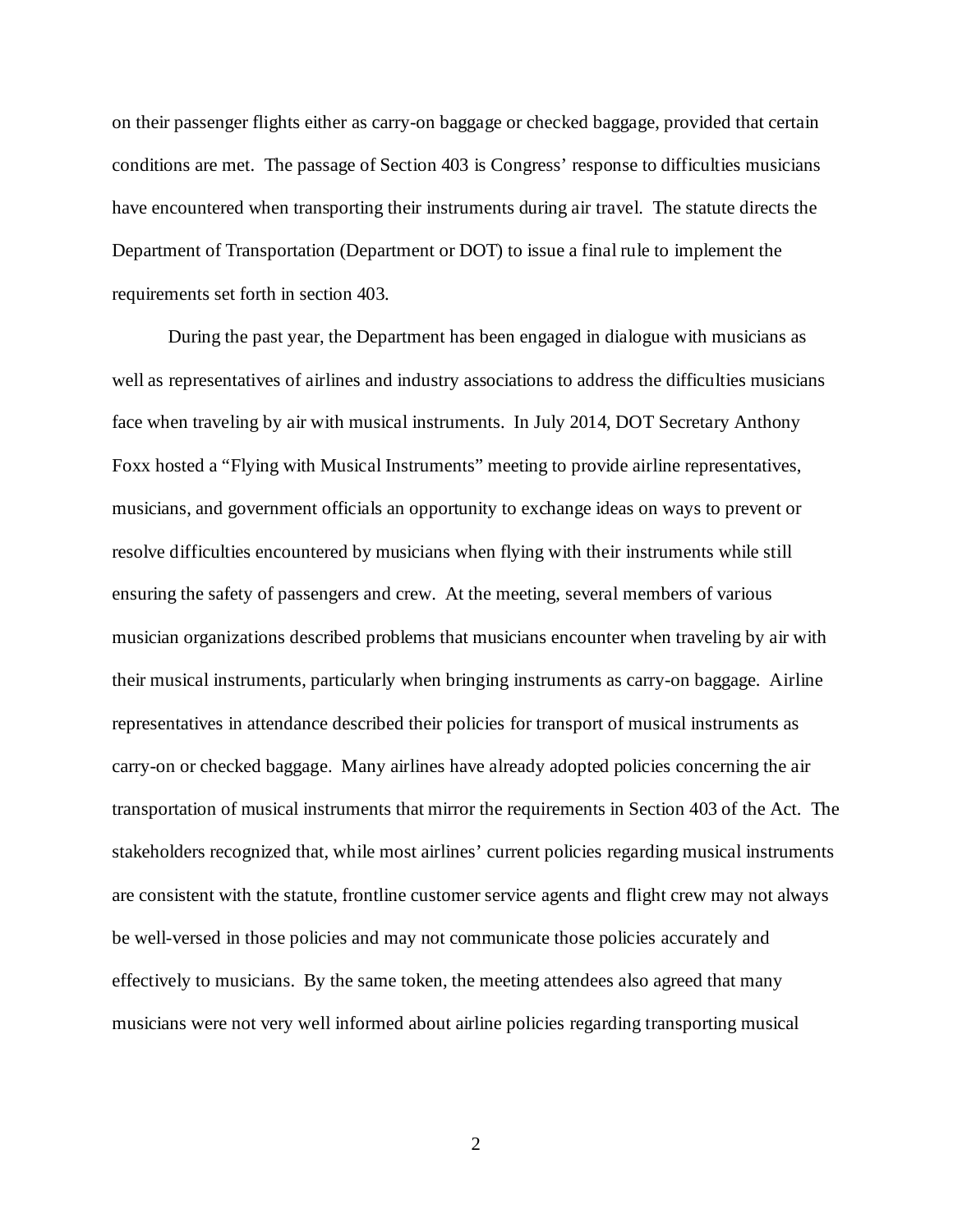on their passenger flights either as carry-on baggage or checked baggage, provided that certain conditions are met. The passage of Section 403 is Congress' response to difficulties musicians have encountered when transporting their instruments during air travel. The statute directs the Department of Transportation (Department or DOT) to issue a final rule to implement the requirements set forth in section 403.

During the past year, the Department has been engaged in dialogue with musicians as well as representatives of airlines and industry associations to address the difficulties musicians face when traveling by air with musical instruments. In July 2014, DOT Secretary Anthony Foxx hosted a "Flying with Musical Instruments" meeting to provide airline representatives, musicians, and government officials an opportunity to exchange ideas on ways to prevent or resolve difficulties encountered by musicians when flying with their instruments while still ensuring the safety of passengers and crew. At the meeting, several members of various musician organizations described problems that musicians encounter when traveling by air with their musical instruments, particularly when bringing instruments as carry-on baggage. Airline representatives in attendance described their policies for transport of musical instruments as carry-on or checked baggage. Many airlines have already adopted policies concerning the air transportation of musical instruments that mirror the requirements in Section 403 of the Act. The stakeholders recognized that, while most airlines' current policies regarding musical instruments are consistent with the statute, frontline customer service agents and flight crew may not always be well-versed in those policies and may not communicate those policies accurately and effectively to musicians. By the same token, the meeting attendees also agreed that many musicians were not very well informed about airline policies regarding transporting musical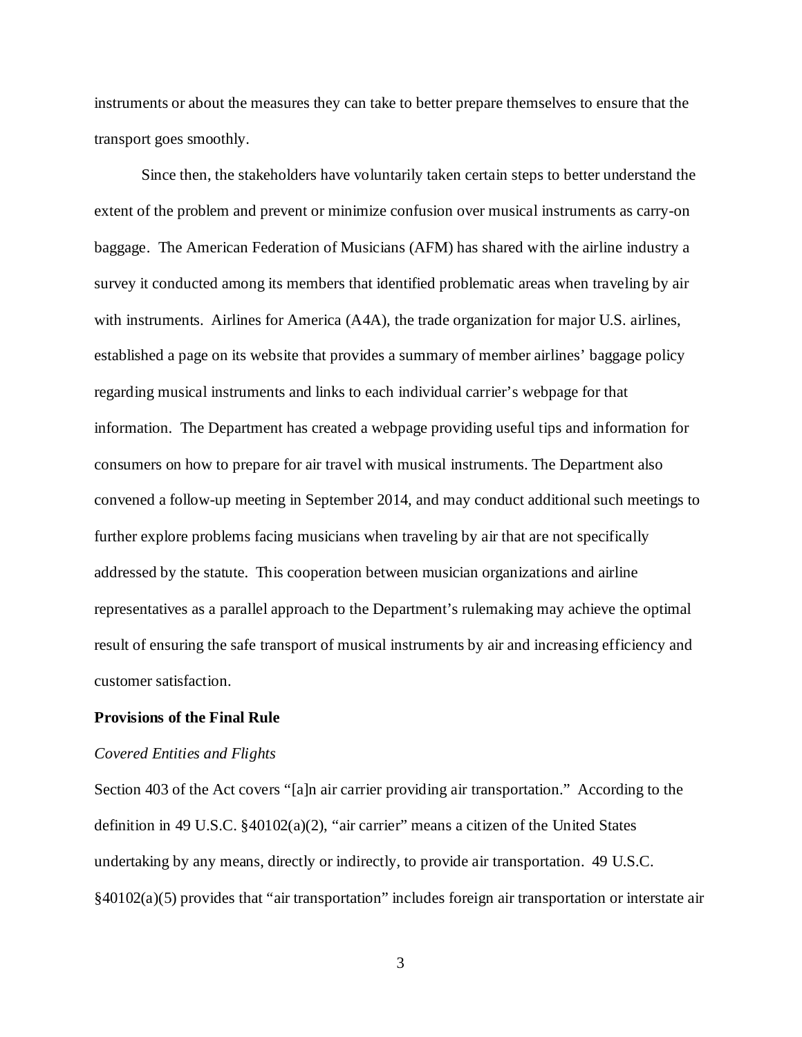instruments or about the measures they can take to better prepare themselves to ensure that the transport goes smoothly.

Since then, the stakeholders have voluntarily taken certain steps to better understand the extent of the problem and prevent or minimize confusion over musical instruments as carry-on baggage. The American Federation of Musicians (AFM) has shared with the airline industry a survey it conducted among its members that identified problematic areas when traveling by air with instruments. Airlines for America (A4A), the trade organization for major U.S. airlines, established a page on its website that provides a summary of member airlines' baggage policy regarding musical instruments and links to each individual carrier's webpage for that information. The Department has created a webpage providing useful tips and information for consumers on how to prepare for air travel with musical instruments. The Department also convened a follow-up meeting in September 2014, and may conduct additional such meetings to further explore problems facing musicians when traveling by air that are not specifically addressed by the statute. This cooperation between musician organizations and airline representatives as a parallel approach to the Department's rulemaking may achieve the optimal result of ensuring the safe transport of musical instruments by air and increasing efficiency and customer satisfaction.

**Provisions of the Final Rule**

*Covered Entities and Flights*

Section 403 of the Act covers "[a]n air carrier providing air transportation." According to the definition in 49 U.S.C. §40102(a)(2), "air carrier" means a citizen of the United States undertaking by any means, directly or indirectly, to provide air transportation. 49 U.S.C. §40102(a)(5) provides that "air transportation" includes foreign air transportation or interstate air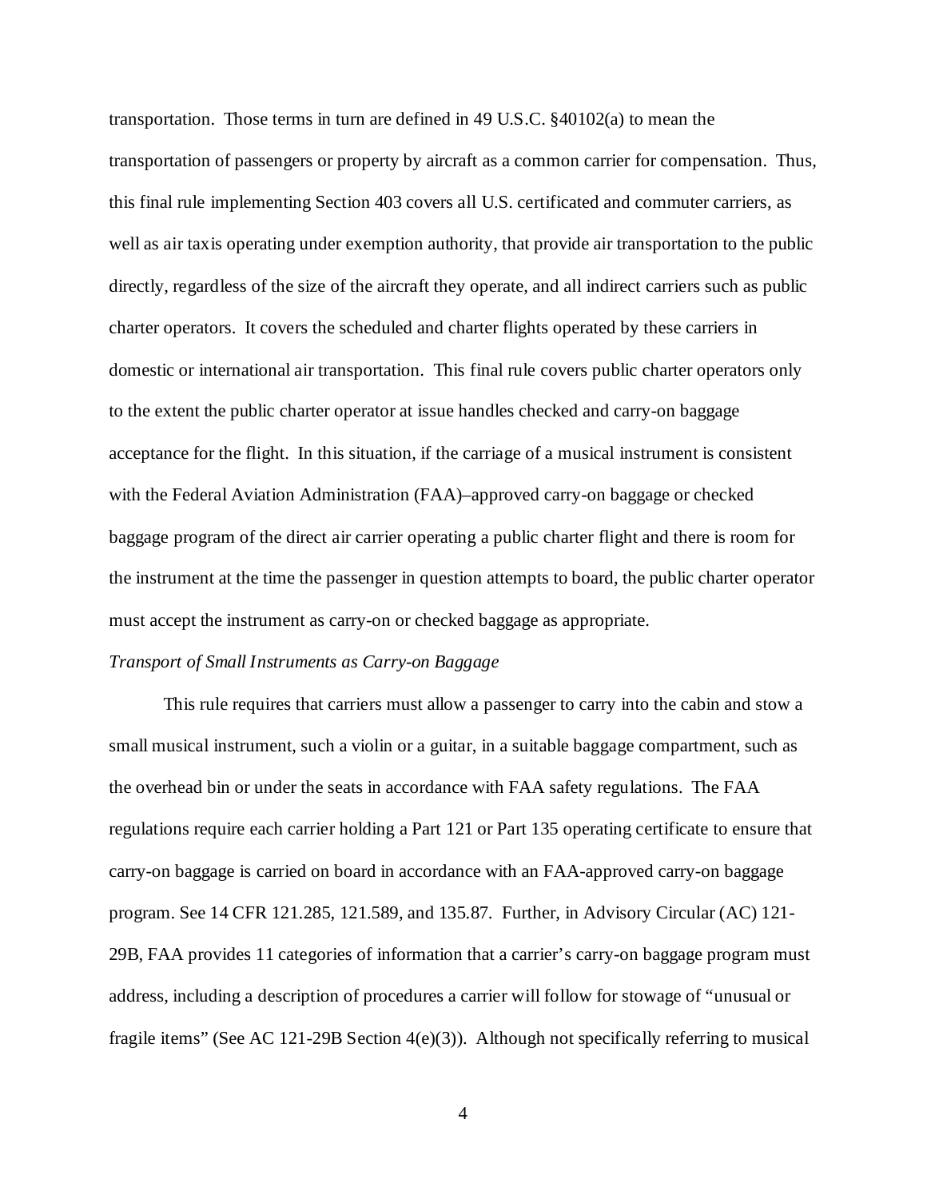transportation. Those terms in turn are defined in 49 U.S.C. §40102(a) to mean the transportation of passengers or property by aircraft as a common carrier for compensation. Thus, this final rule implementing Section 403 covers all U.S. certificated and commuter carriers, as well as air taxis operating under exemption authority, that provide air transportation to the public directly, regardless of the size of the aircraft they operate, and all indirect carriers such as public charter operators. It covers the scheduled and charter flights operated by these carriers in domestic or international air transportation. This final rule covers public charter operators only to the extent the public charter operator at issue handles checked and carry-on baggage acceptance for the flight. In this situation, if the carriage of a musical instrument is consistent with the Federal Aviation Administration (FAA)–approved carry-on baggage or checked baggage program of the direct air carrier operating a public charter flight and there is room for the instrument at the time the passenger in question attempts to board, the public charter operator must accept the instrument as carry-on or checked baggage as appropriate.

*Transport of Small Instruments as Carry-on Baggage*

This rule requires that carriers must allow a passenger to carry into the cabin and stow a small musical instrument, such a violin or a guitar, in a suitable baggage compartment, such as the overhead bin or under the seats in accordance with FAA safety regulations. The FAA regulations require each carrier holding a Part 121 or Part 135 operating certificate to ensure that carry-on baggage is carried on board in accordance with an FAA-approved carry-on baggage program. See 14 CFR 121.285, 121.589, and 135.87. Further, in Advisory Circular (AC) 121-29B, FAA provides 11 categories of information that a carrier's carry-on baggage program must address, including a description of procedures a carrier will follow for stowage of "unusual or fragile items" (See AC 121-29B Section 4(e)(3)). Although not specifically referring to musical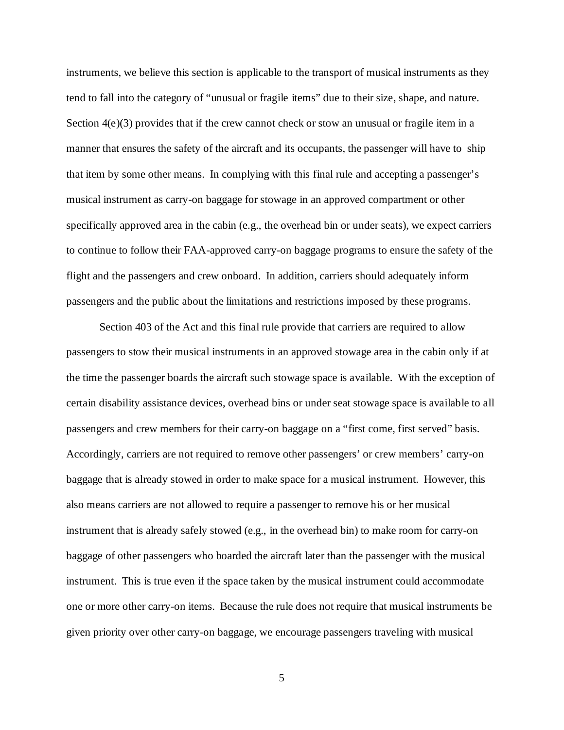instruments, we believe this section is applicable to the transport of musical instruments as they tend to fall into the category of "unusual or fragile items" due to their size, shape, and nature. Section 4(e)(3) provides that if the crew cannot check or stow an unusual or fragile item in a manner that ensures the safety of the aircraft and its occupants, the passenger will have to ship that item by some other means. In complying with this final rule and accepting a passenger's musical instrument as carry-on baggage for stowage in an approved compartment or other specifically approved area in the cabin (e.g., the overhead bin or under seats), we expect carriers to continue to follow their FAA-approved carry-on baggage programs to ensure the safety of the flight and the passengers and crew onboard. In addition, carriers should adequately inform passengers and the public about the limitations and restrictions imposed by these programs.

Section 403 of the Act and this final rule provide that carriers are required to allow passengers to stow their musical instruments in an approved stowage area in the cabin only if at the time the passenger boards the aircraft such stowage space is available. With the exception of certain disability assistance devices, overhead bins or under seat stowage space is available to all passengers and crew members for their carry-on baggage on a "first come, first served" basis. Accordingly, carriers are not required to remove other passengers' or crew members' carry-on baggage that is already stowed in order to make space for a musical instrument. However, this also means carriers are not allowed to require a passenger to remove his or her musical instrument that is already safely stowed (e.g., in the overhead bin) to make room for carry-on baggage of other passengers who boarded the aircraft later than the passenger with the musical instrument. This is true even if the space taken by the musical instrument could accommodate one or more other carry-on items. Because the rule does not require that musical instruments be given priority over other carry-on baggage, we encourage passengers traveling with musical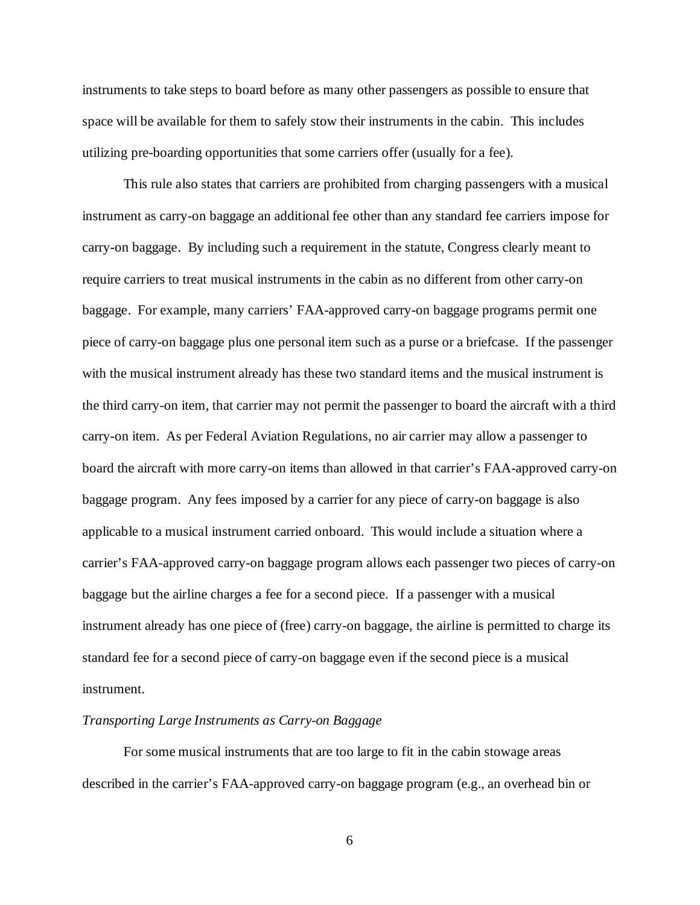instruments to take steps to board before as many other passengers as possible to ensure that space will be available for them to safely stow their instruments in the cabin. This includes utilizing pre-boarding opportunities that some carriers offer (usually for a fee).

This rule also states that carriers are prohibited from charging passengers with a musical instrument as carry-on baggage an additional fee other than any standard fee carriers impose for carry-on baggage. By including such a requirement in the statute, Congress clearly meant to require carriers to treat musical instruments in the cabin as no different from other carry-on baggage. For example, many carriers' FAA-approved carry-on baggage programs permit one piece of carry-on baggage plus one personal item such as a purse or a briefcase. If the passenger with the musical instrument already has these two standard items and the musical instrument is the third carry-on item, that carrier may not permit the passenger to board the aircraft with a third carry-on item. As per Federal Aviation Regulations, no air carrier may allow a passenger to board the aircraft with more carry-on items than allowed in that carrier's FAA-approved carry-on baggage program. Any fees imposed by a carrier for any piece of carry-on baggage is also applicable to a musical instrument carried onboard. This would include a situation where a carrier's FAA-approved carry-on baggage program allows each passenger two pieces of carry-on baggage but the airline charges a fee for a second piece. If a passenger with a musical instrument already has one piece of (free) carry-on baggage, the airline is permitted to charge its standard fee for a second piece of carry-on baggage even if the second piece is a musical instrument.

*Transporting Large Instruments as Carry-on Baggage*

For some musical instruments that are too large to fit in the cabin stowage areas described in the carrier's FAA-approved carry-on baggage program (e.g., an overhead bin or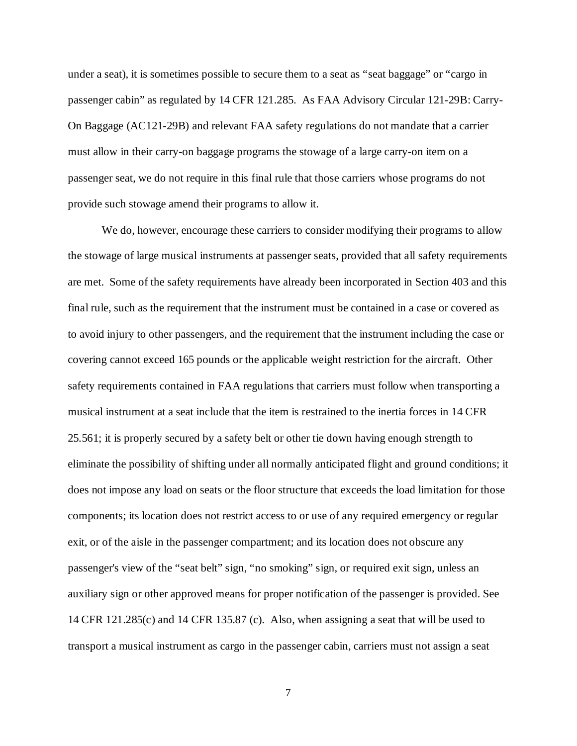under a seat), it is sometimes possible to secure them to a seat as "seat baggage" or "cargo in passenger cabin" as regulated by 14 CFR 121.285. As FAA Advisory Circular 121-29B: Carry-On Baggage (AC121-29B) and relevant FAA safety regulations do not mandate that a carrier must allow in their carry-on baggage programs the stowage of a large carry-on item on a passenger seat, we do not require in this final rule that those carriers whose programs do not provide such stowage amend their programs to allow it.

We do, however, encourage these carriers to consider modifying their programs to allow the stowage of large musical instruments at passenger seats, provided that all safety requirements are met. Some of the safety requirements have already been incorporated in Section 403 and this final rule, such as the requirement that the instrument must be contained in a case or covered as to avoid injury to other passengers, and the requirement that the instrument including the case or covering cannot exceed 165 pounds or the applicable weight restriction for the aircraft. Other safety requirements contained in FAA regulations that carriers must follow when transporting a musical instrument at a seat include that the item is restrained to the inertia forces in 14 CFR 25.561; it is properly secured by a safety belt or other tie down having enough strength to eliminate the possibility of shifting under all normally anticipated flight and ground conditions; it does not impose any load on seats or the floor structure that exceeds the load limitation for those components; its location does not restrict access to or use of any required emergency or regular exit, or of the aisle in the passenger compartment; and its location does not obscure any passenger's view of the "seat belt" sign, "no smoking" sign, or required exit sign, unless an auxiliary sign or other approved means for proper notification of the passenger is provided. See 14 CFR 121.285(c) and 14 CFR 135.87 (c). Also, when assigning a seat that will be used to transport a musical instrument as cargo in the passenger cabin, carriers must not assign a seat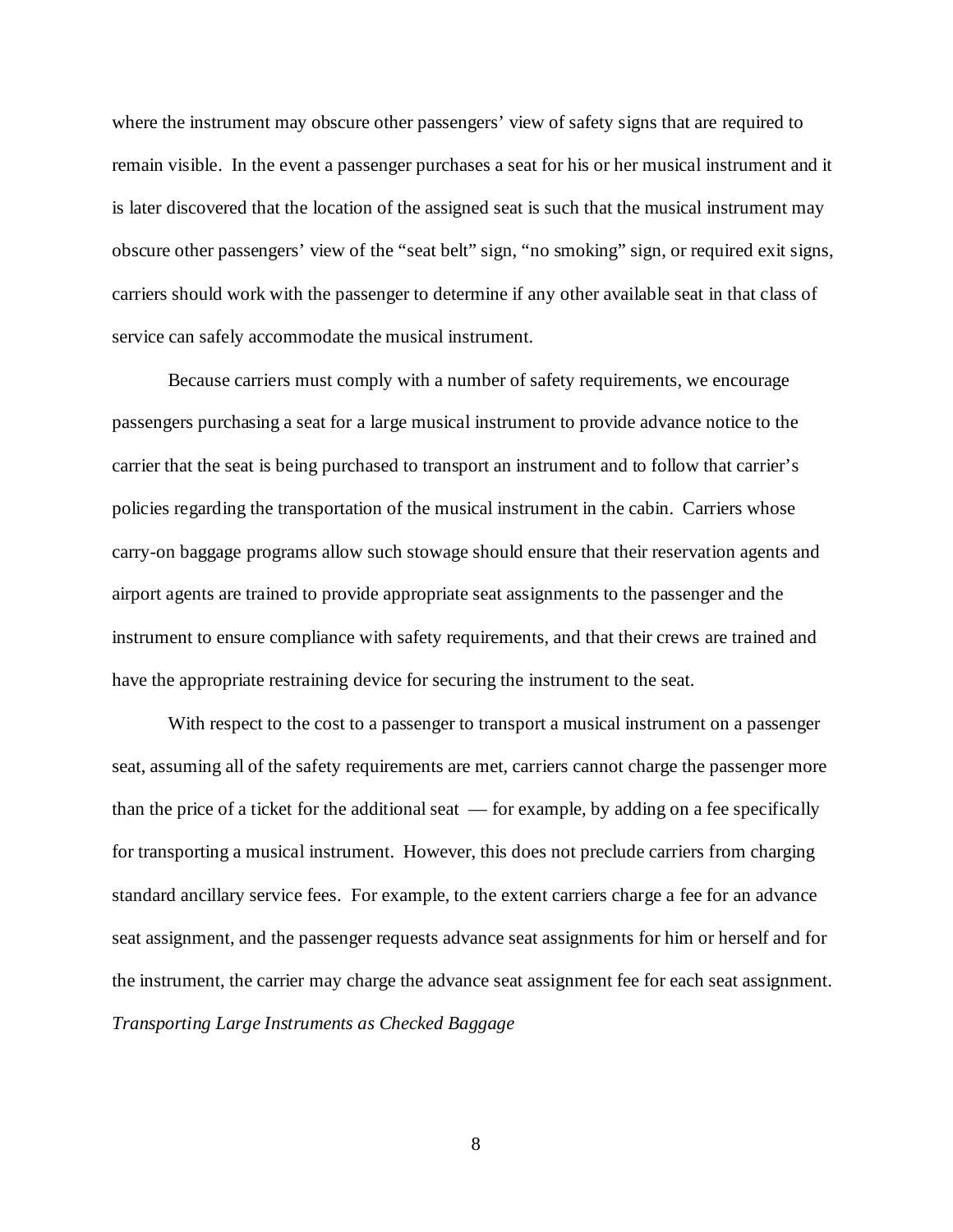where the instrument may obscure other passengers' view of safety signs that are required to remain visible. In the event a passenger purchases a seat for his or her musical instrument and it is later discovered that the location of the assigned seat is such that the musical instrument may obscure other passengers' view of the "seat belt" sign, "no smoking" sign, or required exit signs, carriers should work with the passenger to determine if any other available seat in that class of service can safely accommodate the musical instrument.

Because carriers must comply with a number of safety requirements, we encourage passengers purchasing a seat for a large musical instrument to provide advance notice to the carrier that the seat is being purchased to transport an instrument and to follow that carrier's policies regarding the transportation of the musical instrument in the cabin. Carriers whose carry-on baggage programs allow such stowage should ensure that their reservation agents and airport agents are trained to provide appropriate seat assignments to the passenger and the instrument to ensure compliance with safety requirements, and that their crews are trained and have the appropriate restraining device for securing the instrument to the seat.

With respect to the cost to a passenger to transport a musical instrument on a passenger seat, assuming all of the safety requirements are met, carriers cannot charge the passenger more than the price of a ticket for the additional seat — for example, by adding on a fee specifically for transporting a musical instrument. However, this does not preclude carriers from charging standard ancillary service fees. For example, to the extent carriers charge a fee for an advance seat assignment, and the passenger requests advance seat assignments for him or herself and for the instrument, the carrier may charge the advance seat assignment fee for each seat assignment.

*Transporting Large Instruments as Checked Baggage*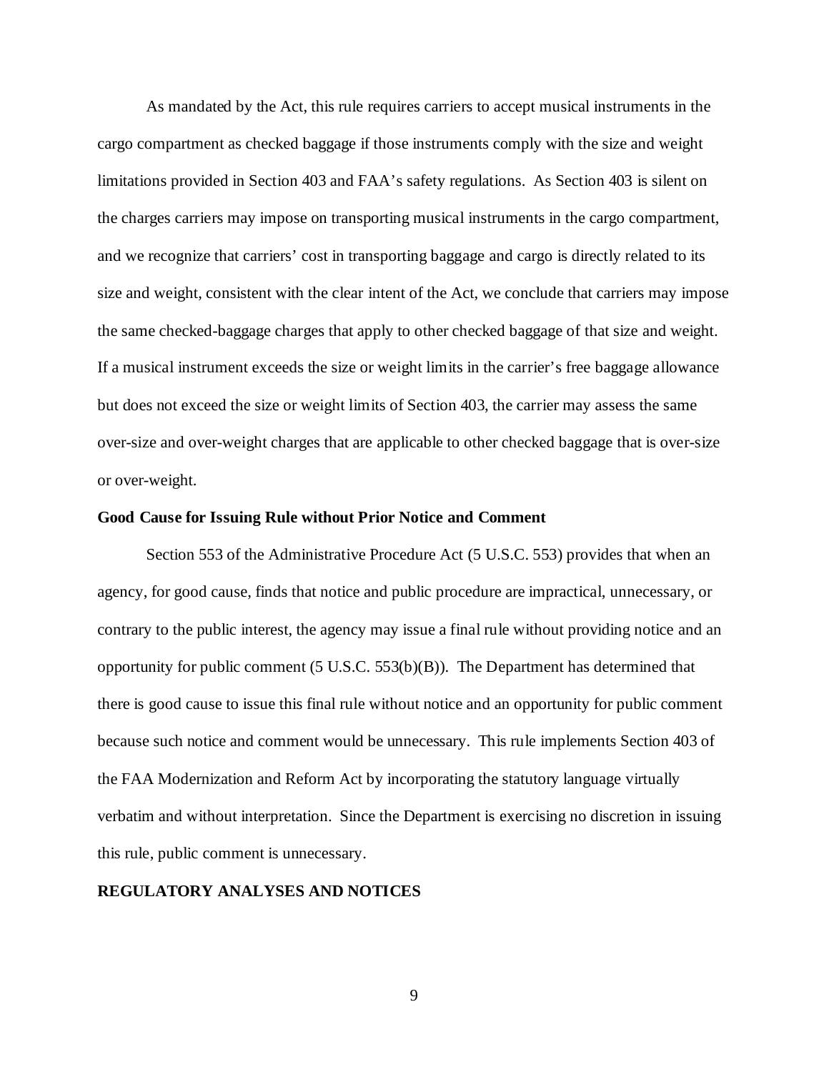As mandated by the Act, this rule requires carriers to accept musical instruments in the cargo compartment as checked baggage if those instruments comply with the size and weight limitations provided in Section 403 and FAA's safety regulations. As Section 403 is silent on the charges carriers may impose on transporting musical instruments in the cargo compartment, and we recognize that carriers' cost in transporting baggage and cargo is directly related to its size and weight, consistent with the clear intent of the Act, we conclude that carriers may impose the same checked-baggage charges that apply to other checked baggage of that size and weight. If a musical instrument exceeds the size or weight limits in the carrier's free baggage allowance but does not exceed the size or weight limits of Section 403, the carrier may assess the same over-size and over-weight charges that are applicable to other checked baggage that is over-size or over-weight.

**Good Cause for Issuing Rule without Prior Notice and Comment**

Section 553 of the Administrative Procedure Act (5 U.S.C. 553) provides that when an agency, for good cause, finds that notice and public procedure are impractical, unnecessary, or contrary to the public interest, the agency may issue a final rule without providing notice and an opportunity for public comment (5 U.S.C. 553(b)(B)). The Department has determined that there is good cause to issue this final rule without notice and an opportunity for public comment because such notice and comment would be unnecessary. This rule implements Section 403 of the FAA Modernization and Reform Act by incorporating the statutory language virtually verbatim and without interpretation. Since the Department is exercising no discretion in issuing this rule, public comment is unnecessary.

**REGULATORY ANALYSES AND NOTICES**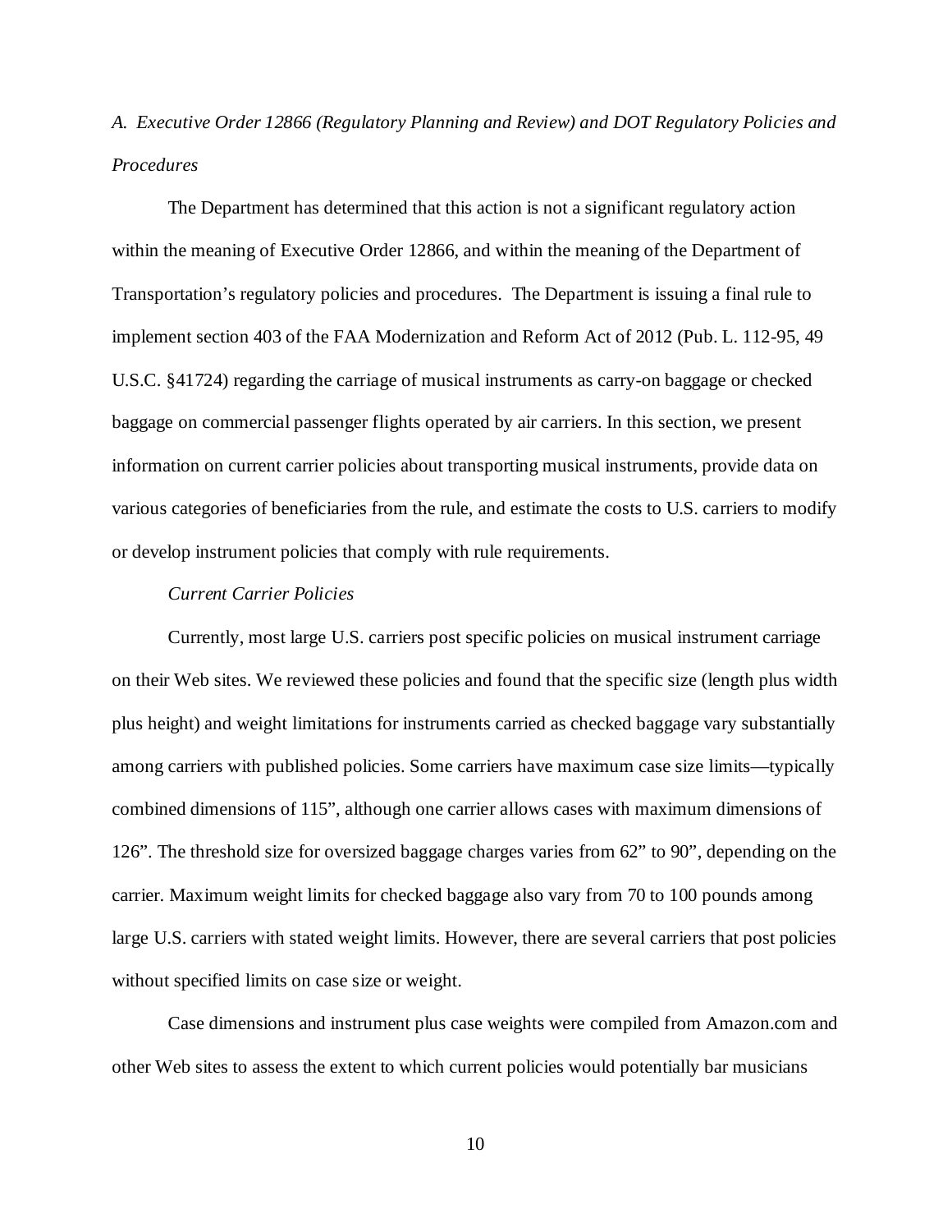*A. Executive Order 12866 (Regulatory Planning and Review) and DOT Regulatory Policies and Procedures*

The Department has determined that this action is not a significant regulatory action within the meaning of Executive Order 12866, and within the meaning of the Department of Transportation's regulatory policies and procedures. The Department is issuing a final rule to implement section 403 of the FAA Modernization and Reform Act of 2012 (Pub. L. 112-95, 49 U.S.C. §41724) regarding the carriage of musical instruments as carry-on baggage or checked baggage on commercial passenger flights operated by air carriers. In this section, we present information on current carrier policies about transporting musical instruments, provide data on various categories of beneficiaries from the rule, and estimate the costs to U.S. carriers to modify or develop instrument policies that comply with rule requirements.

*Current Carrier Policies*

Currently, most large U.S. carriers post specific policies on musical instrument carriage on their Web sites. We reviewed these policies and found that the specific size (length plus width plus height) and weight limitations for instruments carried as checked baggage vary substantially among carriers with published policies. Some carriers have maximum case size limits—typically combined dimensions of 115", although one carrier allows cases with maximum dimensions of 126". The threshold size for oversized baggage charges varies from 62" to 90", depending on the carrier. Maximum weight limits for checked baggage also vary from 70 to 100 pounds among large U.S. carriers with stated weight limits. However, there are several carriers that post policies without specified limits on case size or weight.

Case dimensions and instrument plus case weights were compiled from Amazon.com and other Web sites to assess the extent to which current policies would potentially bar musicians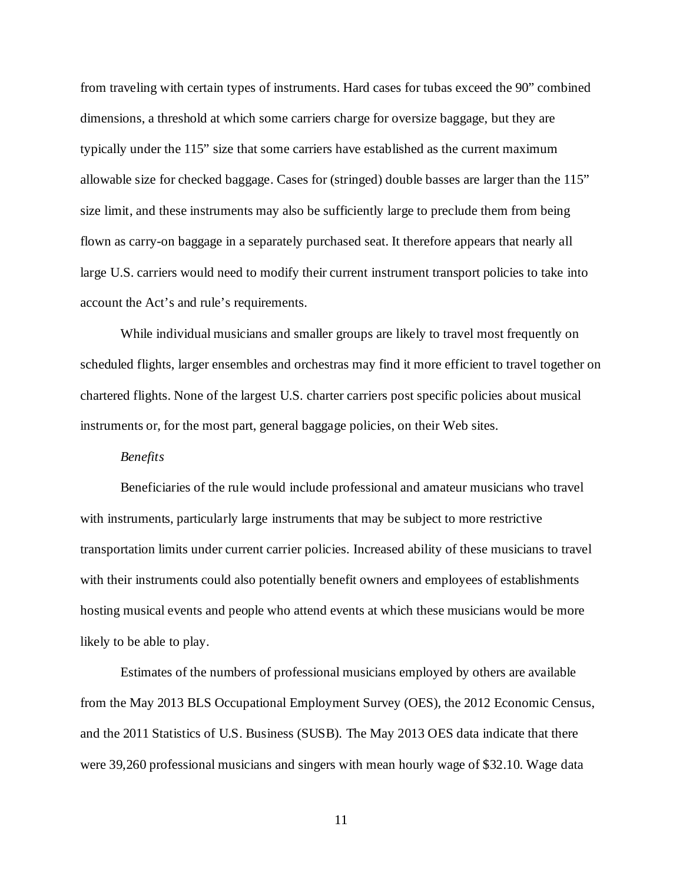from traveling with certain types of instruments. Hard cases for tubas exceed the 90" combined dimensions, a threshold at which some carriers charge for oversize baggage, but they are typically under the 115" size that some carriers have established as the current maximum allowable size for checked baggage. Cases for (stringed) double basses are larger than the 115" size limit, and these instruments may also be sufficiently large to preclude them from being flown as carry-on baggage in a separately purchased seat. It therefore appears that nearly all large U.S. carriers would need to modify their current instrument transport policies to take into account the Act's and rule's requirements.

While individual musicians and smaller groups are likely to travel most frequently on scheduled flights, larger ensembles and orchestras may find it more efficient to travel together on chartered flights. None of the largest U.S. charter carriers post specific policies about musical instruments or, for the most part, general baggage policies, on their Web sites.

*Benefits*

Beneficiaries of the rule would include professional and amateur musicians who travel with instruments, particularly large instruments that may be subject to more restrictive transportation limits under current carrier policies. Increased ability of these musicians to travel with their instruments could also potentially benefit owners and employees of establishments hosting musical events and people who attend events at which these musicians would be more likely to be able to play.

Estimates of the numbers of professional musicians employed by others are available from the May 2013 BLS Occupational Employment Survey (OES), the 2012 Economic Census, and the 2011 Statistics of U.S. Business (SUSB). The May 2013 OES data indicate that there were 39,260 professional musicians and singers with mean hourly wage of $32.10. Wage data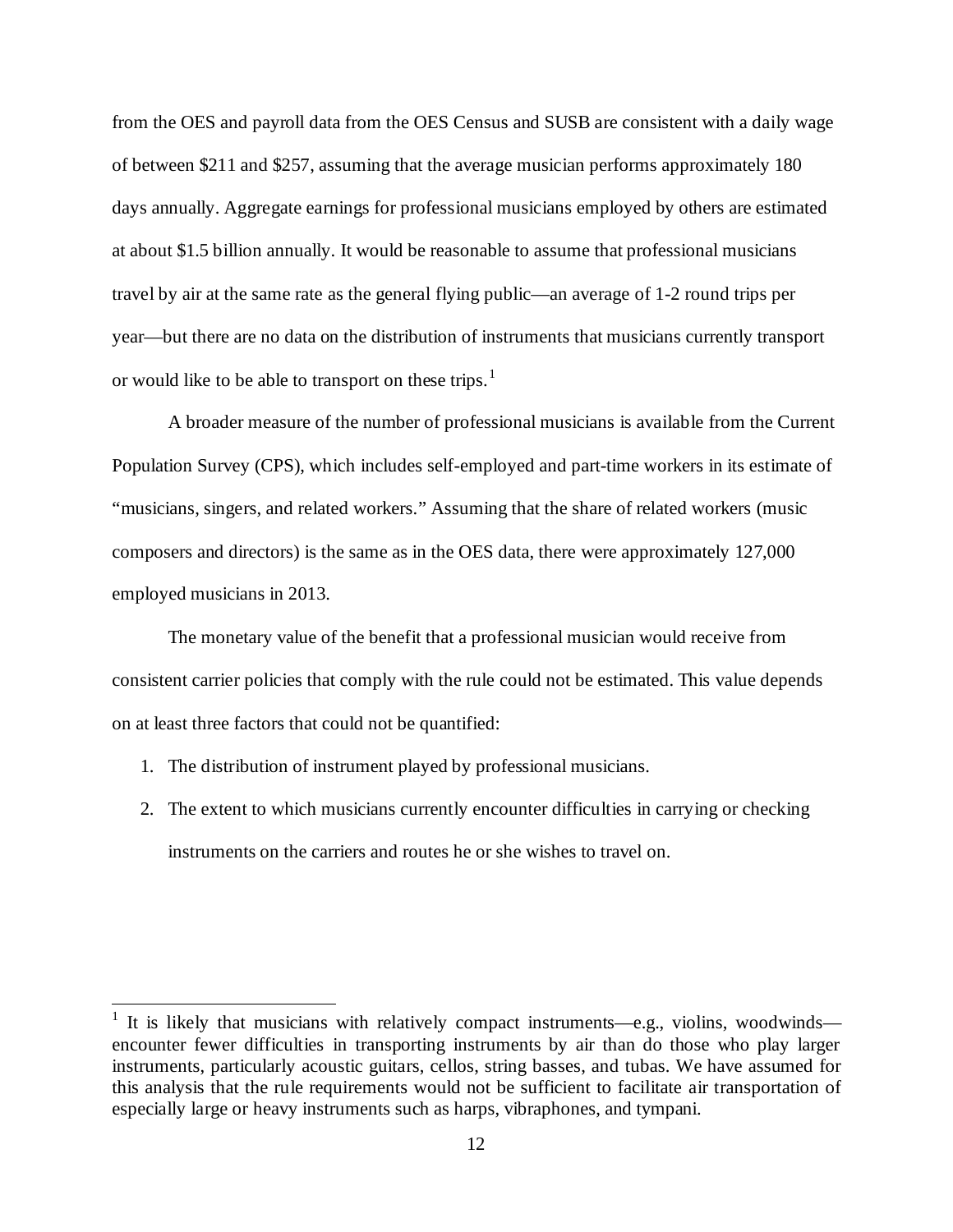from the OES and payroll data from the OES Census and SUSB are consistent with a daily wage of between $211 and $257, assuming that the average musician performs approximately 180 days annually. Aggregate earnings for professional musicians employed by others are estimated at about $1.5 billion annually. It would be reasonable to assume that professional musicians travel by air at the same rate as the general flying public—an average of 1-2 round trips per year—but there are no data on the distribution of instruments that musicians currently transport or would like to be able to transport on these trips.[1]

A broader measure of the number of professional musicians is available from the Current Population Survey (CPS), which includes self-employed and part-time workers in its estimate of "musicians, singers, and related workers." Assuming that the share of related workers (music composers and directors) is the same as in the OES data, there were approximately 127,000 employed musicians in 2013.

The monetary value of the benefit that a professional musician would receive from consistent carrier policies that comply with the rule could not be estimated. This value depends on at least three factors that could not be quantified:

1. The distribution of instrument played by professional musicians.
2. The extent to which musicians currently encounter difficulties in carrying or checking instruments on the carriers and routes he or she wishes to travel on.

---

[1] It is likely that musicians with relatively compact instruments—e.g., violins, woodwinds—encounter fewer difficulties in transporting instruments by air than do those who play larger instruments, particularly acoustic guitars, cellos, string basses, and tubas. We have assumed for this analysis that the rule requirements would not be sufficient to facilitate air transportation of especially large or heavy instruments such as harps, vibraphones, and tympani.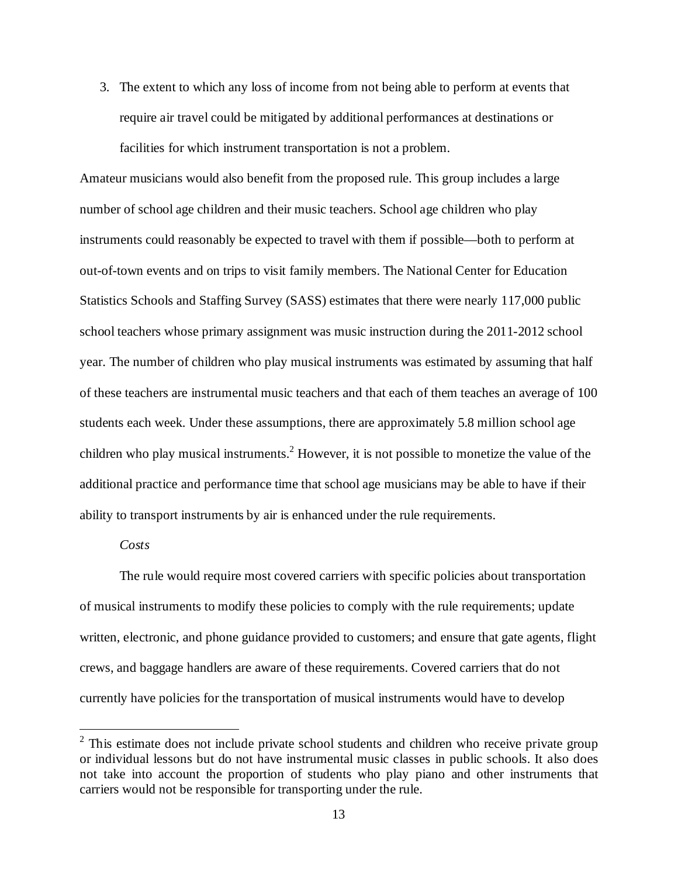3. The extent to which any loss of income from not being able to perform at events that require air travel could be mitigated by additional performances at destinations or facilities for which instrument transportation is not a problem.

Amateur musicians would also benefit from the proposed rule. This group includes a large number of school age children and their music teachers. School age children who play instruments could reasonably be expected to travel with them if possible—both to perform at out-of-town events and on trips to visit family members. The National Center for Education Statistics Schools and Staffing Survey (SASS) estimates that there were nearly 117,000 public school teachers whose primary assignment was music instruction during the 2011-2012 school year. The number of children who play musical instruments was estimated by assuming that half of these teachers are instrumental music teachers and that each of them teaches an average of 100 students each week. Under these assumptions, there are approximately 5.8 million school age children who play musical instruments.[2] However, it is not possible to monetize the value of the additional practice and performance time that school age musicians may be able to have if their ability to transport instruments by air is enhanced under the rule requirements.

*Costs*

The rule would require most covered carriers with specific policies about transportation of musical instruments to modify these policies to comply with the rule requirements; update written, electronic, and phone guidance provided to customers; and ensure that gate agents, flight crews, and baggage handlers are aware of these requirements. Covered carriers that do not currently have policies for the transportation of musical instruments would have to develop

[2] This estimate does not include private school students and children who receive private group or individual lessons but do not have instrumental music classes in public schools. It also does not take into account the proportion of students who play piano and other instruments that carriers would not be responsible for transporting under the rule.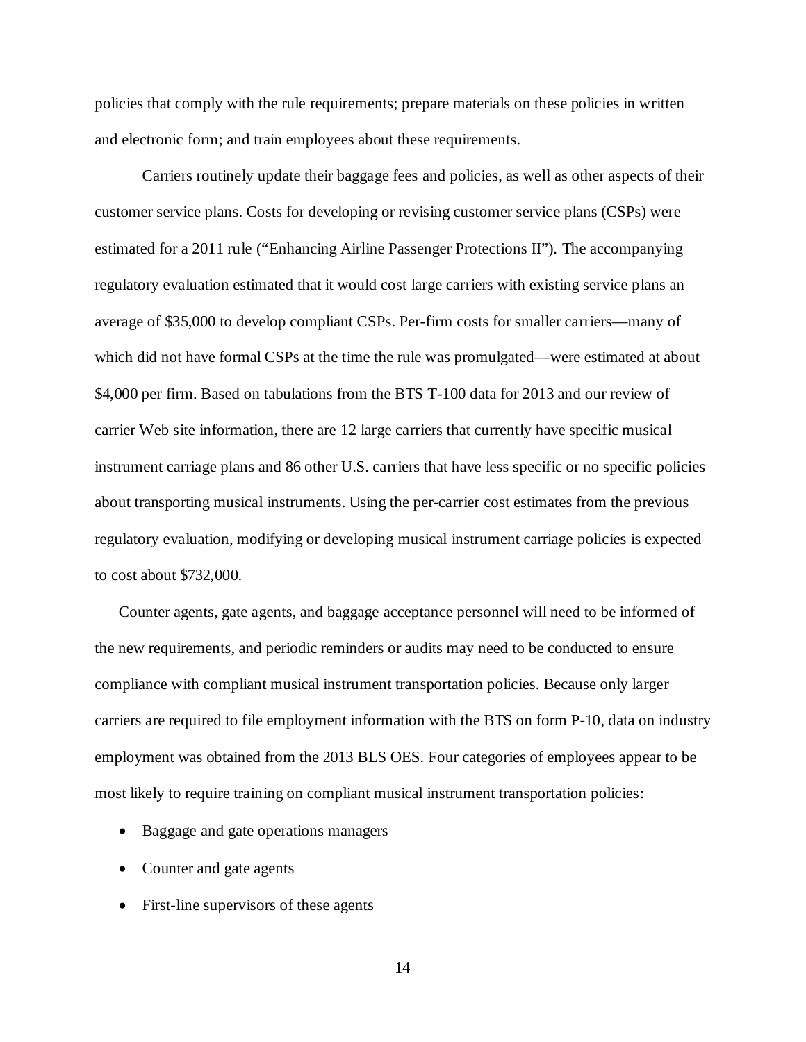policies that comply with the rule requirements; prepare materials on these policies in written and electronic form; and train employees about these requirements.

Carriers routinely update their baggage fees and policies, as well as other aspects of their customer service plans. Costs for developing or revising customer service plans (CSPs) were estimated for a 2011 rule ("Enhancing Airline Passenger Protections II"). The accompanying regulatory evaluation estimated that it would cost large carriers with existing service plans an average of $35,000 to develop compliant CSPs. Per-firm costs for smaller carriers—many of which did not have formal CSPs at the time the rule was promulgated—were estimated at about $4,000 per firm. Based on tabulations from the BTS T-100 data for 2013 and our review of carrier Web site information, there are 12 large carriers that currently have specific musical instrument carriage plans and 86 other U.S. carriers that have less specific or no specific policies about transporting musical instruments. Using the per-carrier cost estimates from the previous regulatory evaluation, modifying or developing musical instrument carriage policies is expected to cost about $732,000.

Counter agents, gate agents, and baggage acceptance personnel will need to be informed of the new requirements, and periodic reminders or audits may need to be conducted to ensure compliance with compliant musical instrument transportation policies. Because only larger carriers are required to file employment information with the BTS on form P-10, data on industry employment was obtained from the 2013 BLS OES. Four categories of employees appear to be most likely to require training on compliant musical instrument transportation policies:

- Baggage and gate operations managers
- Counter and gate agents
- First-line supervisors of these agents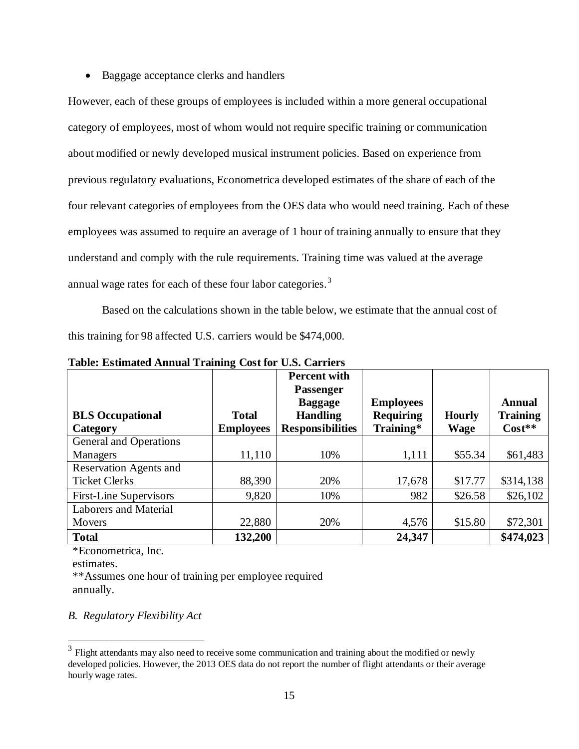- Baggage acceptance clerks and handlers

However, each of these groups of employees is included within a more general occupational category of employees, most of whom would not require specific training or communication about modified or newly developed musical instrument policies. Based on experience from previous regulatory evaluations, Econometrica developed estimates of the share of each of the four relevant categories of employees from the OES data who would need training. Each of these employees was assumed to require an average of 1 hour of training annually to ensure that they understand and comply with the rule requirements. Training time was valued at the average annual wage rates for each of these four labor categories.[3]

Based on the calculations shown in the table below, we estimate that the annual cost of this training for 98 affected U.S. carriers would be $474,000.

**Table: Estimated Annual Training Cost for U.S. Carriers**

| **BLS Occupational Category** | **Total Employees** | **Percent with Passenger Baggage Handling Responsibilities** | **Employees Requiring Training*** | **Hourly Wage** | **Annual Training Cost**** |
|---|---|---|---|---|---|
| General and Operations Managers | 11,110 | 10% | 1,111 | $55.34 | $61,483 |
| Reservation Agents and Ticket Clerks | 88,390 | 20% | 17,678 | $17.77 | $314,138 |
| First-Line Supervisors | 9,820 | 10% | 982 | $26.58 | $26,102 |
| Laborers and Material Movers | 22,880 | 20% | 4,576 | $15.80 | $72,301 |
| **Total** | **132,200** | | **24,347** | | **$474,023** |

*Econometrica, Inc. estimates.

**Assumes one hour of training per employee required annually.

*B. Regulatory Flexibility Act*

[3] Flight attendants may also need to receive some communication and training about the modified or newly developed policies. However, the 2013 OES data do not report the number of flight attendants or their average hourly wage rates.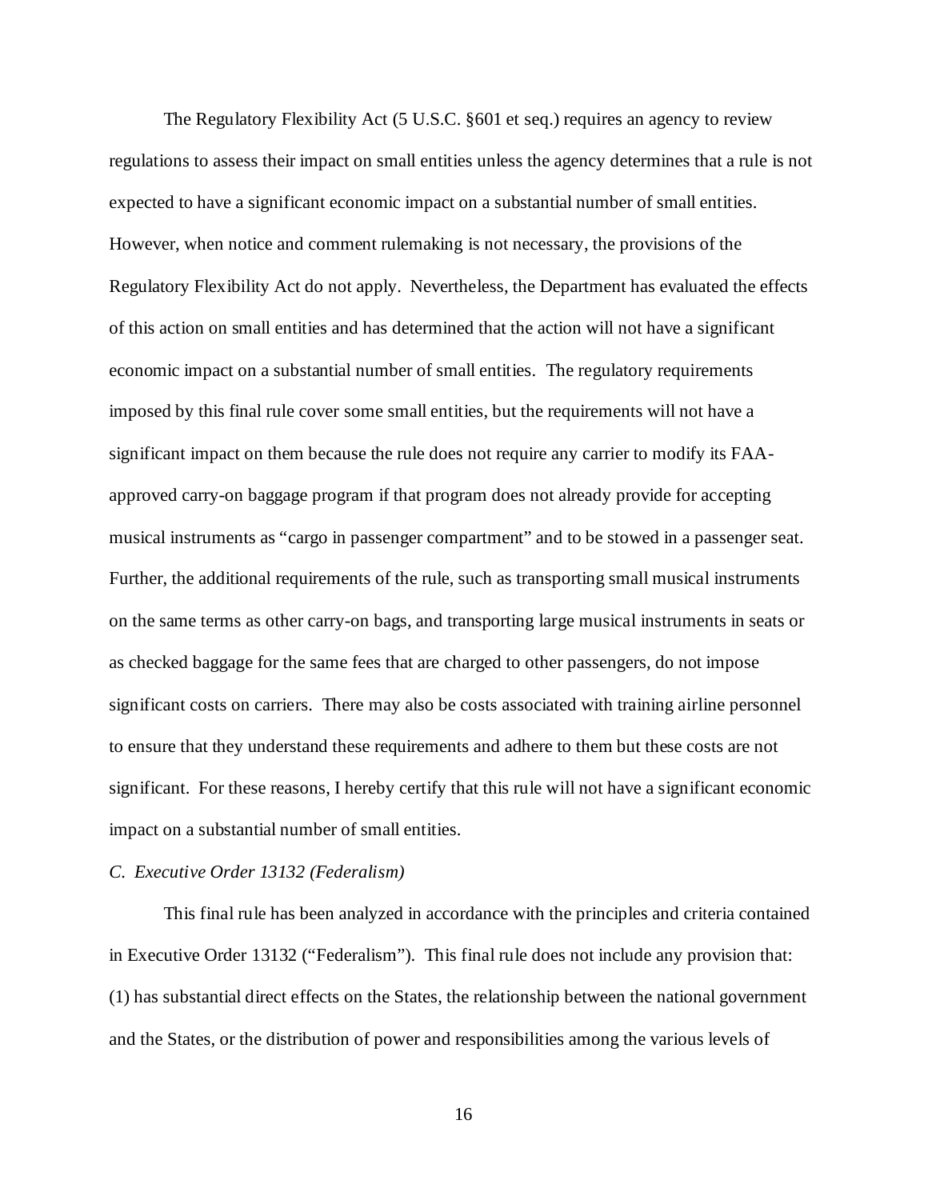The Regulatory Flexibility Act (5 U.S.C. §601 et seq.) requires an agency to review regulations to assess their impact on small entities unless the agency determines that a rule is not expected to have a significant economic impact on a substantial number of small entities. However, when notice and comment rulemaking is not necessary, the provisions of the Regulatory Flexibility Act do not apply. Nevertheless, the Department has evaluated the effects of this action on small entities and has determined that the action will not have a significant economic impact on a substantial number of small entities. The regulatory requirements imposed by this final rule cover some small entities, but the requirements will not have a significant impact on them because the rule does not require any carrier to modify its FAA-approved carry-on baggage program if that program does not already provide for accepting musical instruments as "cargo in passenger compartment" and to be stowed in a passenger seat. Further, the additional requirements of the rule, such as transporting small musical instruments on the same terms as other carry-on bags, and transporting large musical instruments in seats or as checked baggage for the same fees that are charged to other passengers, do not impose significant costs on carriers. There may also be costs associated with training airline personnel to ensure that they understand these requirements and adhere to them but these costs are not significant. For these reasons, I hereby certify that this rule will not have a significant economic impact on a substantial number of small entities.

*C. Executive Order 13132 (Federalism)*

This final rule has been analyzed in accordance with the principles and criteria contained in Executive Order 13132 ("Federalism"). This final rule does not include any provision that: (1) has substantial direct effects on the States, the relationship between the national government and the States, or the distribution of power and responsibilities among the various levels of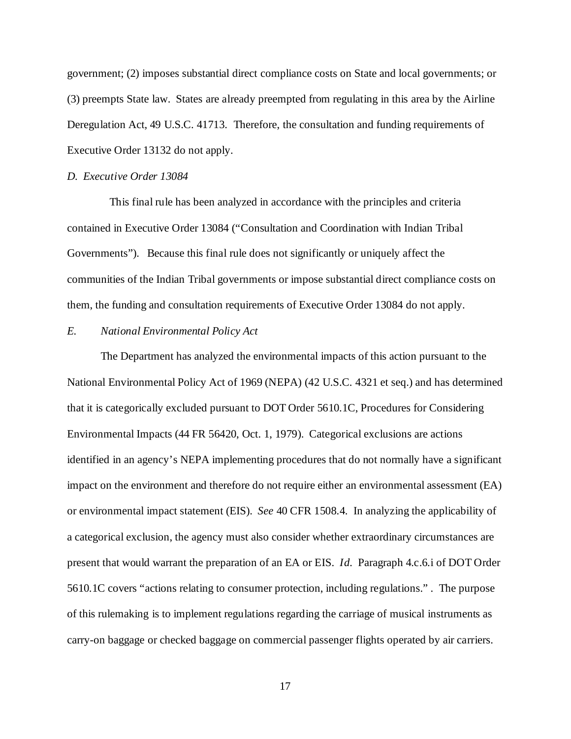government; (2) imposes substantial direct compliance costs on State and local governments; or (3) preempts State law. States are already preempted from regulating in this area by the Airline Deregulation Act, 49 U.S.C. 41713. Therefore, the consultation and funding requirements of Executive Order 13132 do not apply.

*D. Executive Order 13084*

This final rule has been analyzed in accordance with the principles and criteria contained in Executive Order 13084 ("Consultation and Coordination with Indian Tribal Governments"). Because this final rule does not significantly or uniquely affect the communities of the Indian Tribal governments or impose substantial direct compliance costs on them, the funding and consultation requirements of Executive Order 13084 do not apply.

*E. National Environmental Policy Act*

The Department has analyzed the environmental impacts of this action pursuant to the National Environmental Policy Act of 1969 (NEPA) (42 U.S.C. 4321 et seq.) and has determined that it is categorically excluded pursuant to DOT Order 5610.1C, Procedures for Considering Environmental Impacts (44 FR 56420, Oct. 1, 1979). Categorical exclusions are actions identified in an agency's NEPA implementing procedures that do not normally have a significant impact on the environment and therefore do not require either an environmental assessment (EA) or environmental impact statement (EIS). *See* 40 CFR 1508.4. In analyzing the applicability of a categorical exclusion, the agency must also consider whether extraordinary circumstances are present that would warrant the preparation of an EA or EIS. *Id.* Paragraph 4.c.6.i of DOT Order 5610.1C covers "actions relating to consumer protection, including regulations." . The purpose of this rulemaking is to implement regulations regarding the carriage of musical instruments as carry-on baggage or checked baggage on commercial passenger flights operated by air carriers.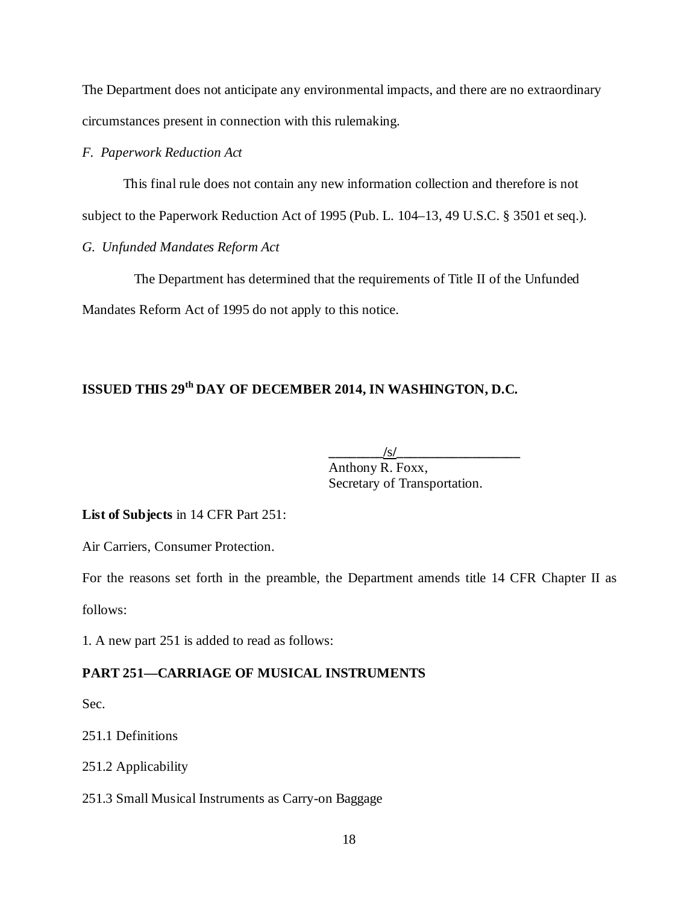The Department does not anticipate any environmental impacts, and there are no extraordinary circumstances present in connection with this rulemaking.

*F. Paperwork Reduction Act*

This final rule does not contain any new information collection and therefore is not subject to the Paperwork Reduction Act of 1995 (Pub. L. 104–13, 49 U.S.C. § 3501 et seq.).

*G. Unfunded Mandates Reform Act*

The Department has determined that the requirements of Title II of the Unfunded Mandates Reform Act of 1995 do not apply to this notice.

**ISSUED THIS 29th DAY OF DECEMBER 2014, IN WASHINGTON, D.C.**

________/s/__________________
Anthony R. Foxx,
Secretary of Transportation.

**List of Subjects** in 14 CFR Part 251:

Air Carriers, Consumer Protection.

For the reasons set forth in the preamble, the Department amends title 14 CFR Chapter II as follows:

1. A new part 251 is added to read as follows:

**PART 251—CARRIAGE OF MUSICAL INSTRUMENTS**

Sec.

251.1 Definitions

251.2 Applicability

251.3 Small Musical Instruments as Carry-on Baggage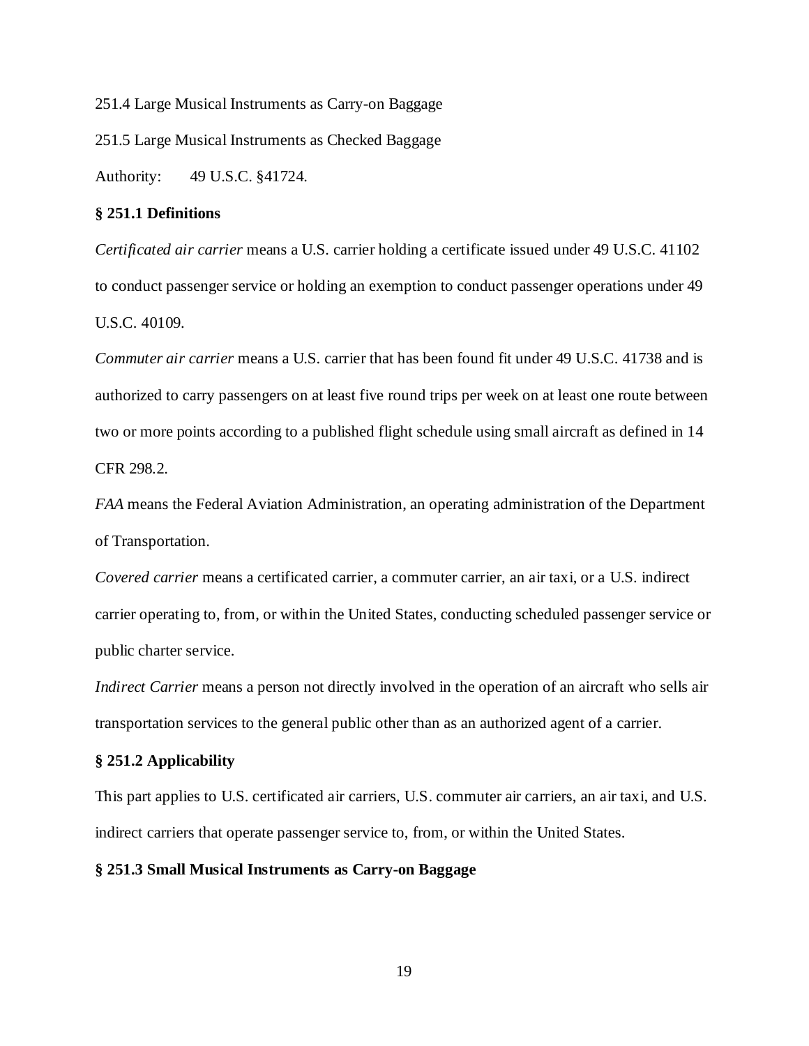251.4 Large Musical Instruments as Carry-on Baggage

251.5 Large Musical Instruments as Checked Baggage

Authority: 49 U.S.C. §41724.

**§ 251.1 Definitions**

*Certificated air carrier* means a U.S. carrier holding a certificate issued under 49 U.S.C. 41102 to conduct passenger service or holding an exemption to conduct passenger operations under 49 U.S.C. 40109.

*Commuter air carrier* means a U.S. carrier that has been found fit under 49 U.S.C. 41738 and is authorized to carry passengers on at least five round trips per week on at least one route between two or more points according to a published flight schedule using small aircraft as defined in 14 CFR 298.2.

*FAA* means the Federal Aviation Administration, an operating administration of the Department of Transportation.

*Covered carrier* means a certificated carrier, a commuter carrier, an air taxi, or a U.S. indirect carrier operating to, from, or within the United States, conducting scheduled passenger service or public charter service.

*Indirect Carrier* means a person not directly involved in the operation of an aircraft who sells air transportation services to the general public other than as an authorized agent of a carrier.

**§ 251.2 Applicability**

This part applies to U.S. certificated air carriers, U.S. commuter air carriers, an air taxi, and U.S. indirect carriers that operate passenger service to, from, or within the United States.

**§ 251.3 Small Musical Instruments as Carry-on Baggage**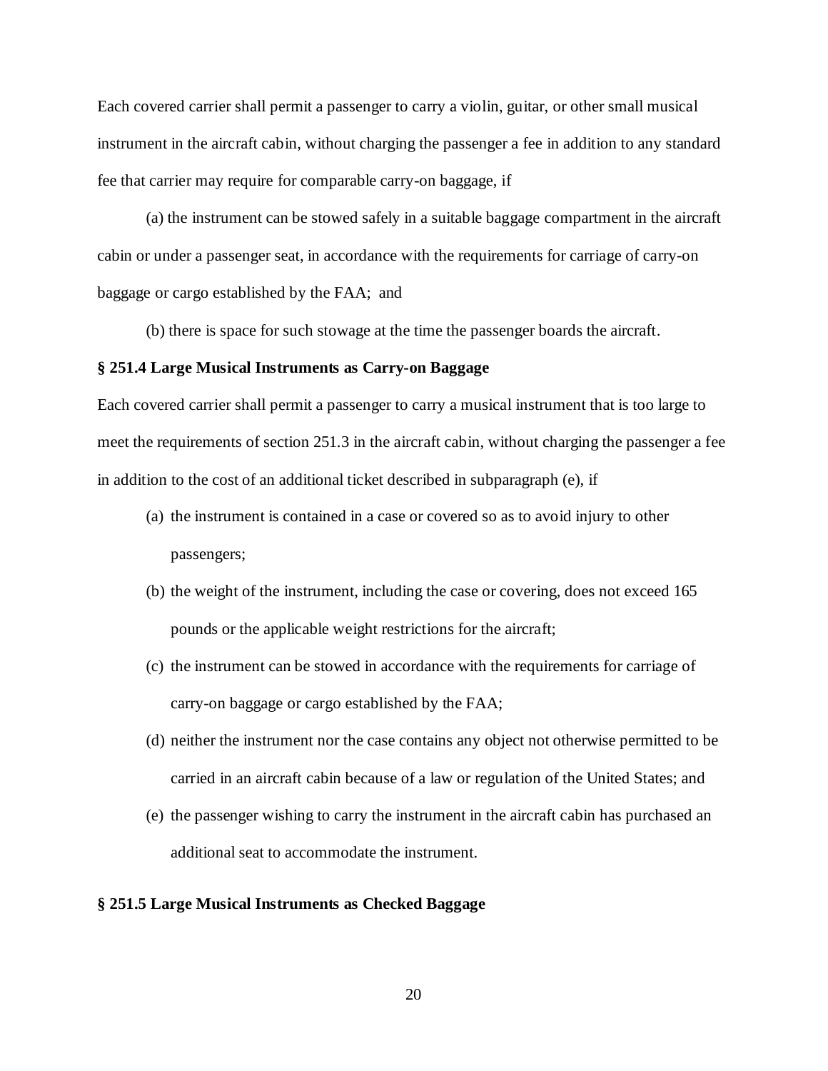Each covered carrier shall permit a passenger to carry a violin, guitar, or other small musical instrument in the aircraft cabin, without charging the passenger a fee in addition to any standard fee that carrier may require for comparable carry-on baggage, if

(a) the instrument can be stowed safely in a suitable baggage compartment in the aircraft cabin or under a passenger seat, in accordance with the requirements for carriage of carry-on baggage or cargo established by the FAA; and

(b) there is space for such stowage at the time the passenger boards the aircraft.

**§ 251.4 Large Musical Instruments as Carry-on Baggage**

Each covered carrier shall permit a passenger to carry a musical instrument that is too large to meet the requirements of section 251.3 in the aircraft cabin, without charging the passenger a fee in addition to the cost of an additional ticket described in subparagraph (e), if

(a) the instrument is contained in a case or covered so as to avoid injury to other passengers;

(b) the weight of the instrument, including the case or covering, does not exceed 165 pounds or the applicable weight restrictions for the aircraft;

(c) the instrument can be stowed in accordance with the requirements for carriage of carry-on baggage or cargo established by the FAA;

(d) neither the instrument nor the case contains any object not otherwise permitted to be carried in an aircraft cabin because of a law or regulation of the United States; and

(e) the passenger wishing to carry the instrument in the aircraft cabin has purchased an additional seat to accommodate the instrument.

**§ 251.5 Large Musical Instruments as Checked Baggage**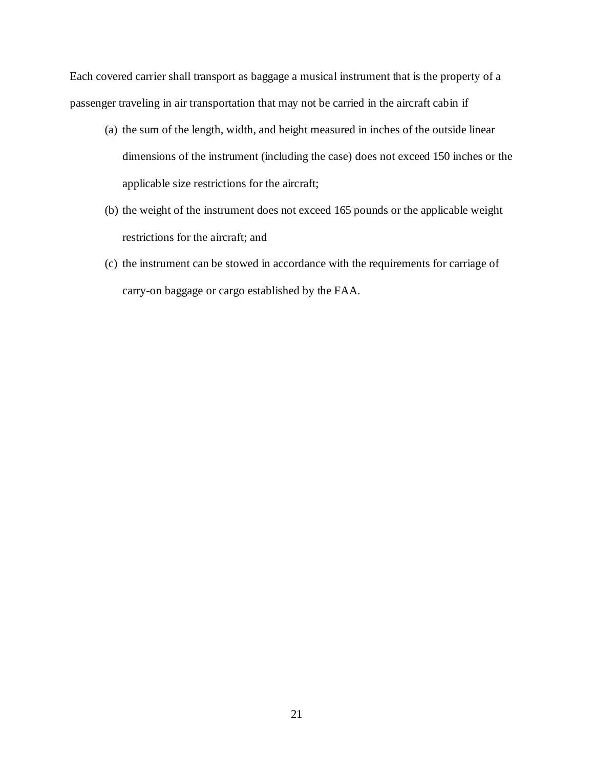Each covered carrier shall transport as baggage a musical instrument that is the property of a passenger traveling in air transportation that may not be carried in the aircraft cabin if

(a) the sum of the length, width, and height measured in inches of the outside linear dimensions of the instrument (including the case) does not exceed 150 inches or the applicable size restrictions for the aircraft;

(b) the weight of the instrument does not exceed 165 pounds or the applicable weight restrictions for the aircraft; and

(c) the instrument can be stowed in accordance with the requirements for carriage of carry-on baggage or cargo established by the FAA.